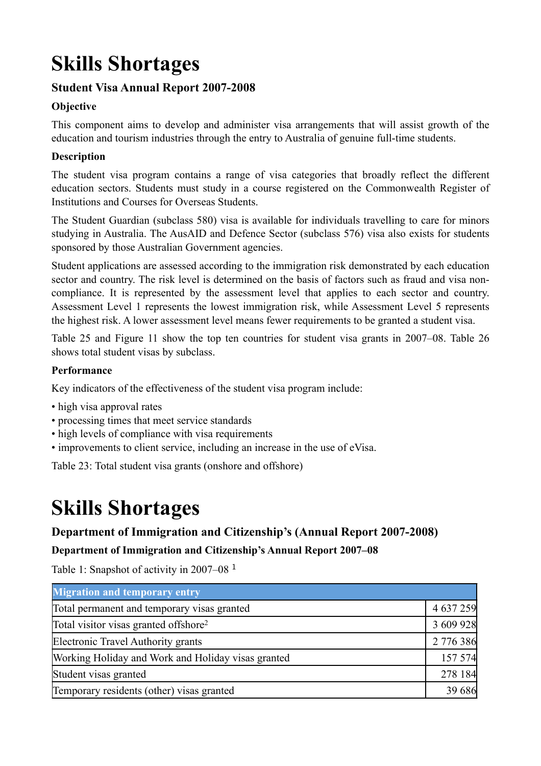# Skills Shortages

### Student Visa Annual Report 2007-2008

**Objective**

This component aims to develop and administer visa arrangements that will assist growth of the education and tourism industries through the entry to Australia of genuine full-time students.

**Description**

The student visa program contains a range of visa categories that broadly reflect the different education sectors. Students must study in a course registered on the Commonwealth Register of Institutions and Courses for Overseas Students.

The Student Guardian (subclass 580) visa is available for individuals travelling to care for minors studying in Australia. The AusAID and Defence Sector (subclass 576) visa also exists for students sponsored by those Australian Government agencies.

Student applications are assessed according to the immigration risk demonstrated by each education sector and country. The risk level is determined on the basis of factors such as fraud and visa non-compliance. It is represented by the assessment level that applies to each sector and country. Assessment Level 1 represents the lowest immigration risk, while Assessment Level 5 represents the highest risk. A lower assessment level means fewer requirements to be granted a student visa.

Table 25 and Figure 11 show the top ten countries for student visa grants in 2007–08. Table 26 shows total student visas by subclass.

**Performance**

Key indicators of the effectiveness of the student visa program include:

- high visa approval rates
- processing times that meet service standards
- high levels of compliance with visa requirements
- improvements to client service, including an increase in the use of eVisa.

Table 23: Total student visa grants (onshore and offshore)

# Skills Shortages

### Department of Immigration and Citizenship's (Annual Report 2007-2008)

**Department of Immigration and Citizenship's Annual Report 2007–08**

Table 1: Snapshot of activity in 2007–08 [1]

| Migration and temporary entry | |
|---|---|
| Total permanent and temporary visas granted | 4 637 259 |
| Total visitor visas granted offshore[2] | 3 609 928 |
| Electronic Travel Authority grants | 2 776 386 |
| Working Holiday and Work and Holiday visas granted | 157 574 |
| Student visas granted | 278 184 |
| Temporary residents (other) visas granted | 39 686 |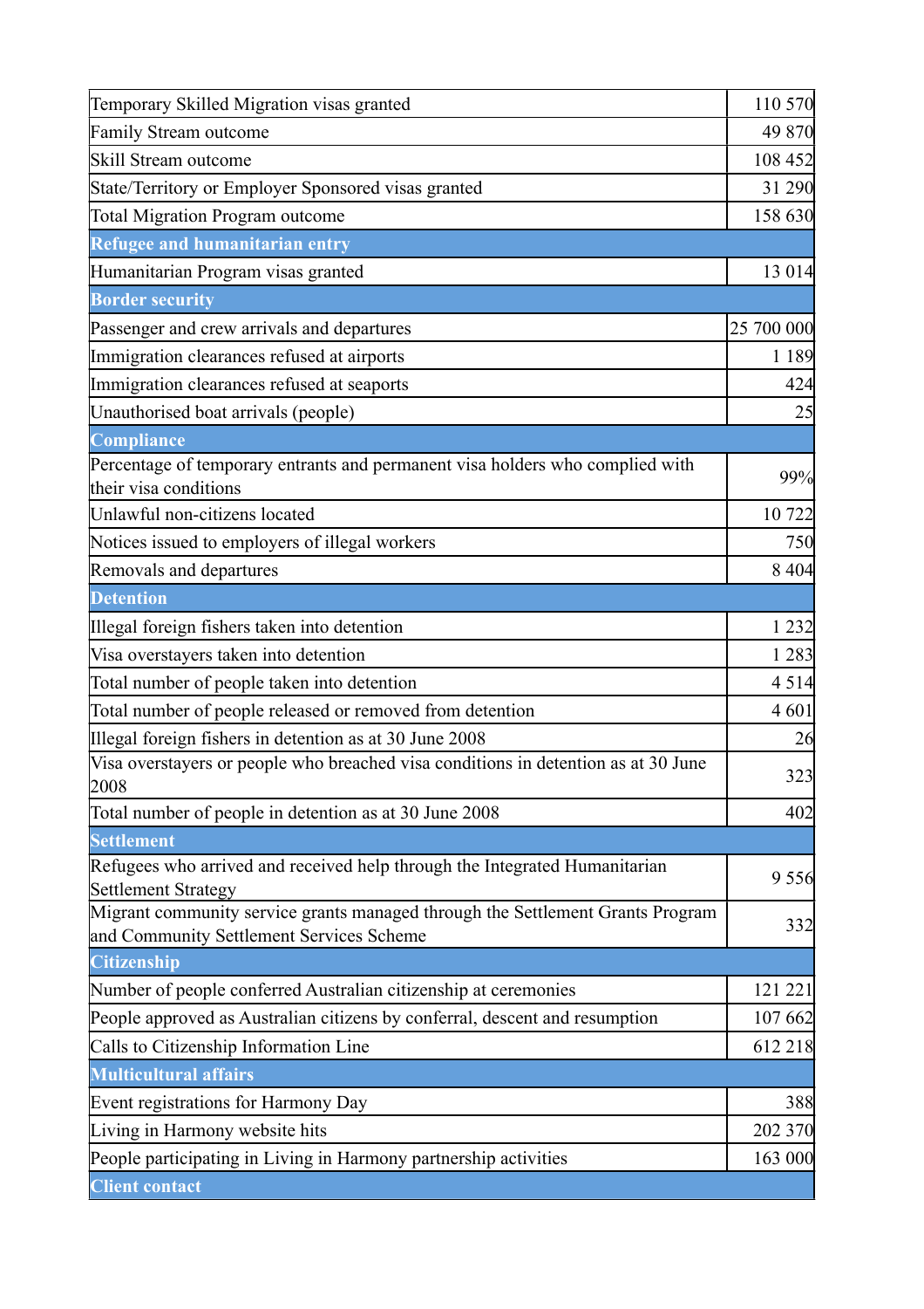| | |
|---|---|
| Temporary Skilled Migration visas granted | 110 570 |
| Family Stream outcome | 49 870 |
| Skill Stream outcome | 108 452 |
| State/Territory or Employer Sponsored visas granted | 31 290 |
| Total Migration Program outcome | 158 630 |
| **Refugee and humanitarian entry** | |
| Humanitarian Program visas granted | 13 014 |
| **Border security** | |
| Passenger and crew arrivals and departures | 25 700 000 |
| Immigration clearances refused at airports | 1 189 |
| Immigration clearances refused at seaports | 424 |
| Unauthorised boat arrivals (people) | 25 |
| **Compliance** | |
| Percentage of temporary entrants and permanent visa holders who complied with their visa conditions | 99% |
| Unlawful non-citizens located | 10 722 |
| Notices issued to employers of illegal workers | 750 |
| Removals and departures | 8 404 |
| **Detention** | |
| Illegal foreign fishers taken into detention | 1 232 |
| Visa overstayers taken into detention | 1 283 |
| Total number of people taken into detention | 4 514 |
| Total number of people released or removed from detention | 4 601 |
| Illegal foreign fishers in detention as at 30 June 2008 | 26 |
| Visa overstayers or people who breached visa conditions in detention as at 30 June 2008 | 323 |
| Total number of people in detention as at 30 June 2008 | 402 |
| **Settlement** | |
| Refugees who arrived and received help through the Integrated Humanitarian Settlement Strategy | 9 556 |
| Migrant community service grants managed through the Settlement Grants Program and Community Settlement Services Scheme | 332 |
| **Citizenship** | |
| Number of people conferred Australian citizenship at ceremonies | 121 221 |
| People approved as Australian citizens by conferral, descent and resumption | 107 662 |
| Calls to Citizenship Information Line | 612 218 |
| **Multicultural affairs** | |
| Event registrations for Harmony Day | 388 |
| Living in Harmony website hits | 202 370 |
| People participating in Living in Harmony partnership activities | 163 000 |
| **Client contact** | |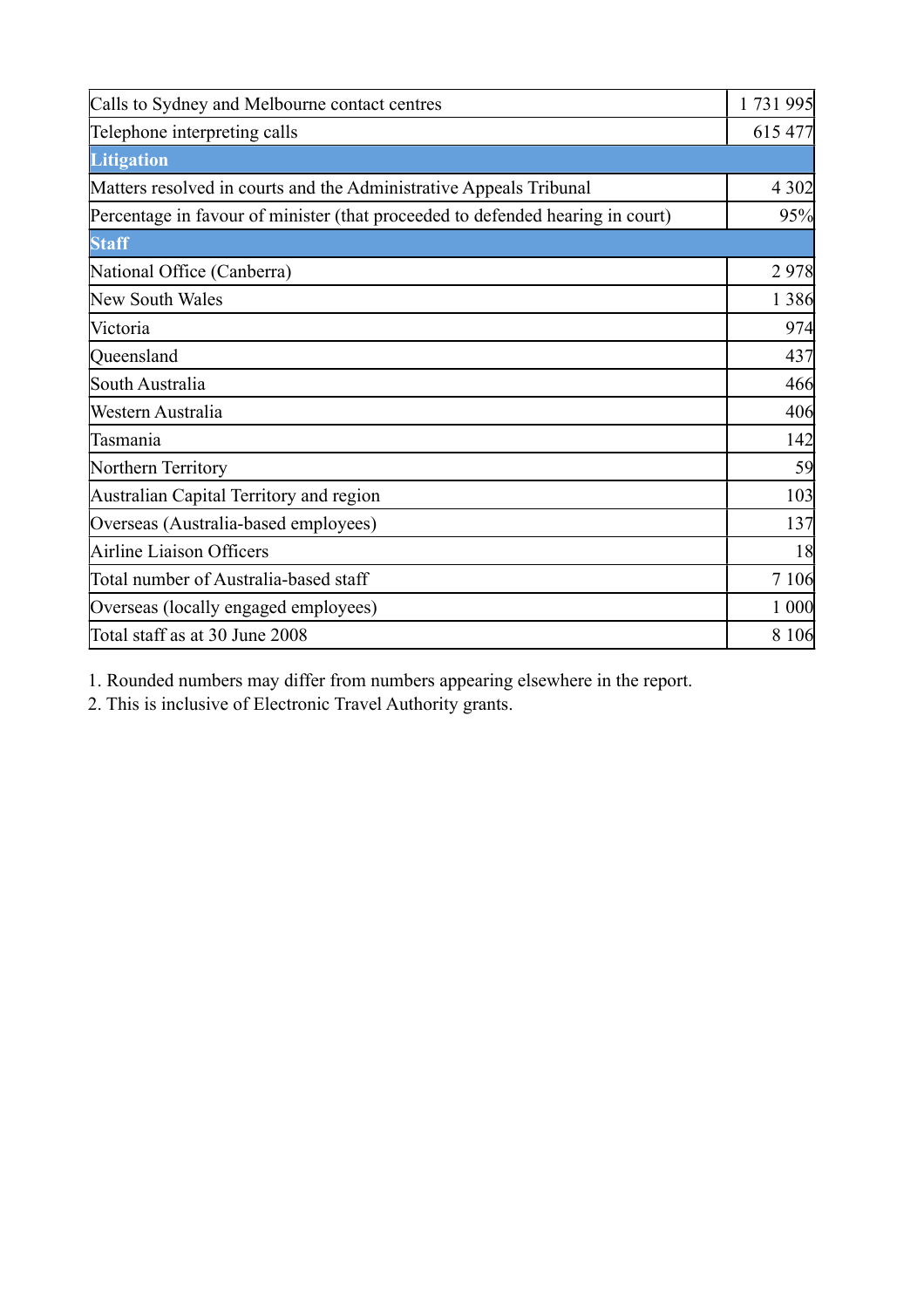| | |
|---|---|
| Calls to Sydney and Melbourne contact centres | 1 731 995 |
| Telephone interpreting calls | 615 477 |
| **Litigation** | |
| Matters resolved in courts and the Administrative Appeals Tribunal | 4 302 |
| Percentage in favour of minister (that proceeded to defended hearing in court) | 95% |
| **Staff** | |
| National Office (Canberra) | 2 978 |
| New South Wales | 1 386 |
| Victoria | 974 |
| Queensland | 437 |
| South Australia | 466 |
| Western Australia | 406 |
| Tasmania | 142 |
| Northern Territory | 59 |
| Australian Capital Territory and region | 103 |
| Overseas (Australia-based employees) | 137 |
| Airline Liaison Officers | 18 |
| Total number of Australia-based staff | 7 106 |
| Overseas (locally engaged employees) | 1 000 |
| Total staff as at 30 June 2008 | 8 106 |

1. Rounded numbers may differ from numbers appearing elsewhere in the report.
2. This is inclusive of Electronic Travel Authority grants.